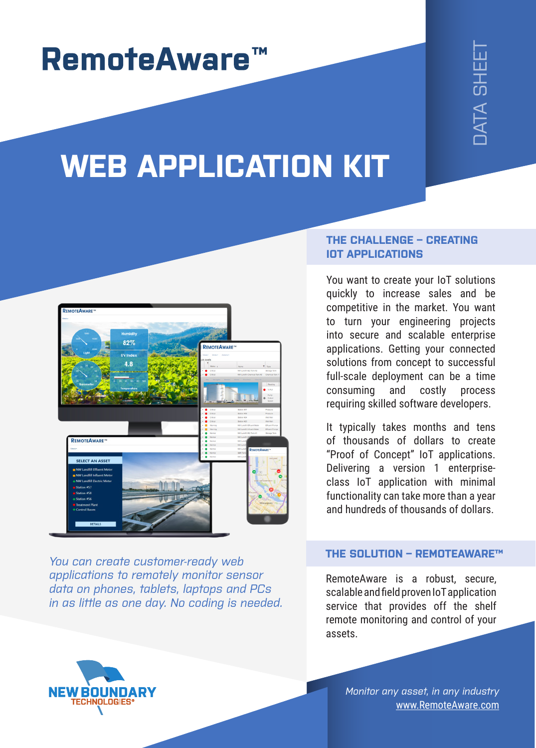# RemoteAware™

DATA SHEET

# WEB APPLICATION KIT

*You can create customer-ready web applications to remotely monitor sensor data on phones, tablets, laptops and PCs in as little as one day. No coding is needed.*

## THE CHALLENGE – CREATING IOT APPLICATIONS

You want to create your IoT solutions quickly to increase sales and be competitive in the market. You want to turn your engineering projects into secure and scalable enterprise applications. Getting your connected solutions from concept to successful full-scale deployment can be a time consuming and costly process requiring skilled software developers.

It typically takes months and tens of thousands of dollars to create “Proof of Concept” IoT applications. Delivering a version 1 enterprise-class IoT application with minimal functionality can take more than a year and hundreds of thousands of dollars.

## THE SOLUTION – REMOTEAWARE™

RemoteAware is a robust, secure, scalable and field proven IoT application service that provides off the shelf remote monitoring and control of your assets.

NEW BOUNDARY TECHNOLOGIES®

*Monitor any asset, in any industry*
www.RemoteAware.com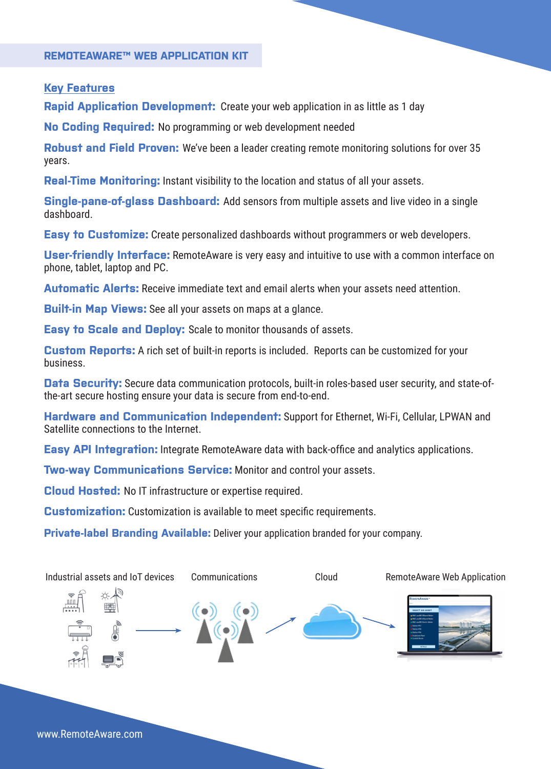## REMOTEAWARE™ WEB APPLICATION KIT

### Key Features

**Rapid Application Development:** Create your web application in as little as 1 day

**No Coding Required:** No programming or web development needed

**Robust and Field Proven:** We've been a leader creating remote monitoring solutions for over 35 years.

**Real-Time Monitoring:** Instant visibility to the location and status of all your assets.

**Single-pane-of-glass Dashboard:** Add sensors from multiple assets and live video in a single dashboard.

**Easy to Customize:** Create personalized dashboards without programmers or web developers.

**User-friendly Interface:** RemoteAware is very easy and intuitive to use with a common interface on phone, tablet, laptop and PC.

**Automatic Alerts:** Receive immediate text and email alerts when your assets need attention.

**Built-in Map Views:** See all your assets on maps at a glance.

**Easy to Scale and Deploy:** Scale to monitor thousands of assets.

**Custom Reports:** A rich set of built-in reports is included. Reports can be customized for your business.

**Data Security:** Secure data communication protocols, built-in roles-based user security, and state-of-the-art secure hosting ensure your data is secure from end-to-end.

**Hardware and Communication Independent:** Support for Ethernet, Wi-Fi, Cellular, LPWAN and Satellite connections to the Internet.

**Easy API Integration:** Integrate RemoteAware data with back-office and analytics applications.

**Two-way Communications Service:** Monitor and control your assets.

**Cloud Hosted:** No IT infrastructure or expertise required.

**Customization:** Customization is available to meet specific requirements.

**Private-label Branding Available:** Deliver your application branded for your company.

Industrial assets and IoT devices → Communications → Cloud → RemoteAware Web Application

www.RemoteAware.com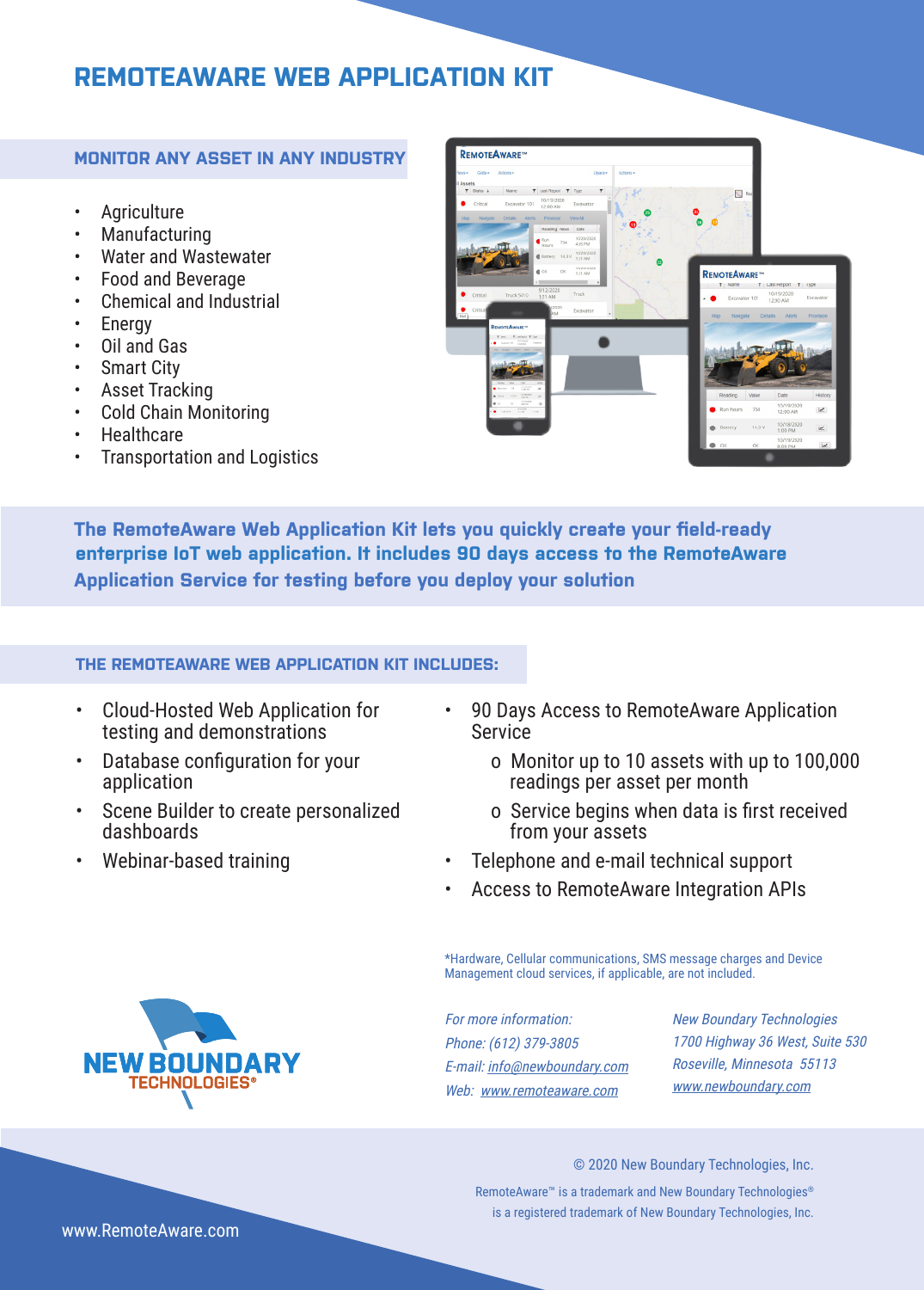# REMOTEAWARE WEB APPLICATION KIT

## MONITOR ANY ASSET IN ANY INDUSTRY

- Agriculture
- Manufacturing
- Water and Wastewater
- Food and Beverage
- Chemical and Industrial
- Energy
- Oil and Gas
- Smart City
- Asset Tracking
- Cold Chain Monitoring
- Healthcare
- Transportation and Logistics

**The RemoteAware Web Application Kit lets you quickly create your field-ready enterprise IoT web application. It includes 90 days access to the RemoteAware Application Service for testing before you deploy your solution**

## THE REMOTEAWARE WEB APPLICATION KIT INCLUDES:

- Cloud-Hosted Web Application for testing and demonstrations
- Database configuration for your application
- Scene Builder to create personalized dashboards
- Webinar-based training
- 90 Days Access to RemoteAware Application Service
  - Monitor up to 10 assets with up to 100,000 readings per asset per month
  - Service begins when data is first received from your assets
- Telephone and e-mail technical support
- Access to RemoteAware Integration APIs

*Hardware, Cellular communications, SMS message charges and Device Management cloud services, if applicable, are not included.

NEW BOUNDARY TECHNOLOGIES®

*For more information:*
*Phone: (612) 379-3805*
*E-mail: info@newboundary.com*
*Web: www.remoteaware.com*

*New Boundary Technologies*
*1700 Highway 36 West, Suite 530*
*Roseville, Minnesota 55113*
*www.newboundary.com*

© 2020 New Boundary Technologies, Inc.

RemoteAware™ is a trademark and New Boundary Technologies® is a registered trademark of New Boundary Technologies, Inc.

www.RemoteAware.com